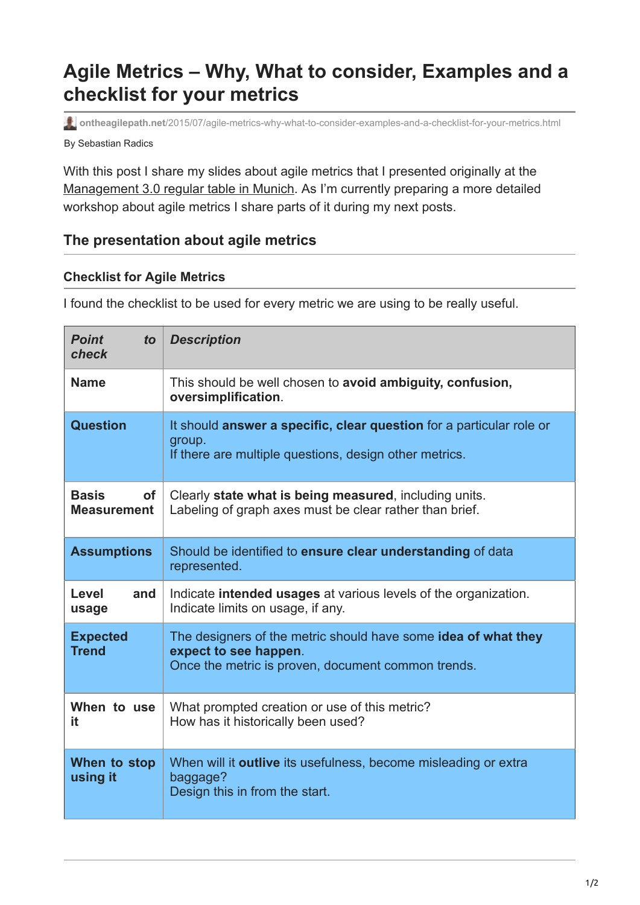# Agile Metrics – Why, What to consider, Examples and a checklist for your metrics

ontheagilepath.net/2015/07/agile-metrics-why-what-to-consider-examples-and-a-checklist-for-your-metrics.html

By Sebastian Radics

With this post I share my slides about agile metrics that I presented originally at the Management 3.0 regular table in Munich. As I'm currently preparing a more detailed workshop about agile metrics I share parts of it during my next posts.

## The presentation about agile metrics

### Checklist for Agile Metrics

I found the checklist to be used for every metric we are using to be really useful.

| *Point to check* | *Description* |
|---|---|
| **Name** | This should be well chosen to **avoid ambiguity, confusion, oversimplification**. |
| **Question** | It should **answer a specific, clear question** for a particular role or group.<br>If there are multiple questions, design other metrics. |
| **Basis of Measurement** | Clearly **state what is being measured**, including units.<br>Labeling of graph axes must be clear rather than brief. |
| **Assumptions** | Should be identified to **ensure clear understanding** of data represented. |
| **Level and usage** | Indicate **intended usages** at various levels of the organization.<br>Indicate limits on usage, if any. |
| **Expected Trend** | The designers of the metric should have some **idea of what they expect to see happen**.<br>Once the metric is proven, document common trends. |
| **When to use it** | What prompted creation or use of this metric?<br>How has it historically been used? |
| **When to stop using it** | When will it **outlive** its usefulness, become misleading or extra baggage?<br>Design this in from the start. |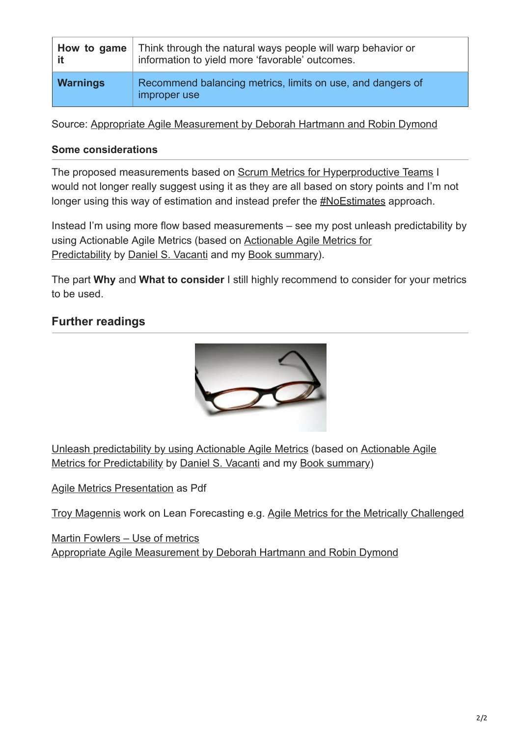| | |
|---|---|
| **How to game it** | Think through the natural ways people will warp behavior or information to yield more 'favorable' outcomes. |
| **Warnings** | Recommend balancing metrics, limits on use, and dangers of improper use |

Source: Appropriate Agile Measurement by Deborah Hartmann and Robin Dymond

### Some considerations

The proposed measurements based on Scrum Metrics for Hyperproductive Teams I would not longer really suggest using it as they are all based on story points and I'm not longer using this way of estimation and instead prefer the #NoEstimates approach.

Instead I'm using more flow based measurements – see my post unleash predictability by using Actionable Agile Metrics (based on Actionable Agile Metrics for Predictability by Daniel S. Vacanti and my Book summary).

The part **Why** and **What to consider** I still highly recommend to consider for your metrics to be used.

## Further readings

Unleash predictability by using Actionable Agile Metrics (based on Actionable Agile Metrics for Predictability by Daniel S. Vacanti and my Book summary)

Agile Metrics Presentation as Pdf

Troy Magennis work on Lean Forecasting e.g. Agile Metrics for the Metrically Challenged

Martin Fowlers – Use of metrics
Appropriate Agile Measurement by Deborah Hartmann and Robin Dymond